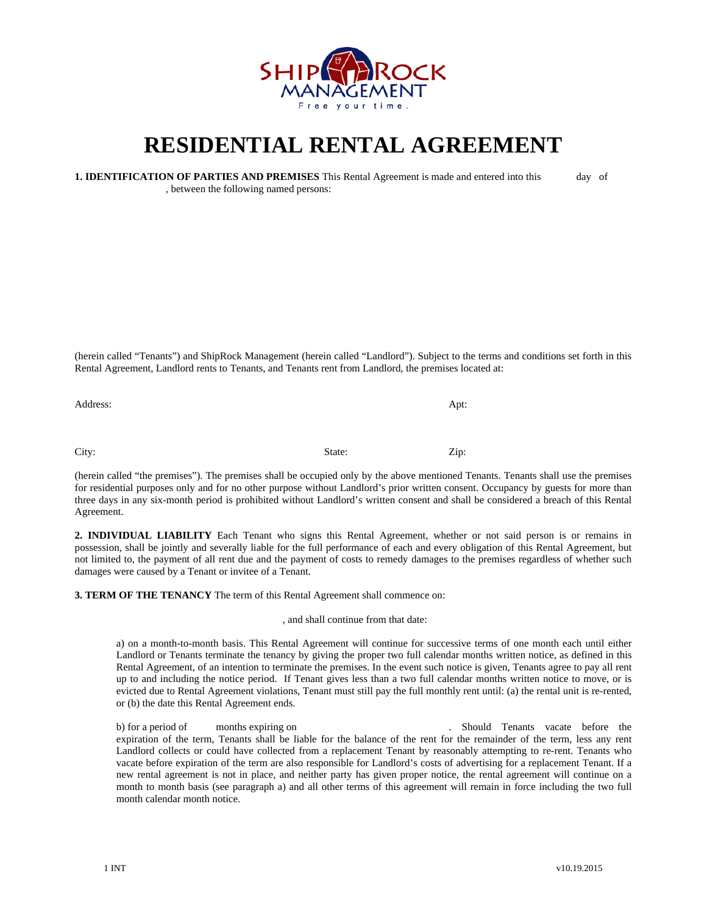SHIPROCK MANAGEMENT
Free your time.

# RESIDENTIAL RENTAL AGREEMENT

**1. IDENTIFICATION OF PARTIES AND PREMISES** This Rental Agreement is made and entered into this day of , between the following named persons:

(herein called "Tenants") and ShipRock Management (herein called "Landlord"). Subject to the terms and conditions set forth in this Rental Agreement, Landlord rents to Tenants, and Tenants rent from Landlord, the premises located at:

Address: Apt:

City: State: Zip:

(herein called "the premises"). The premises shall be occupied only by the above mentioned Tenants. Tenants shall use the premises for residential purposes only and for no other purpose without Landlord's prior written consent. Occupancy by guests for more than three days in any six-month period is prohibited without Landlord's written consent and shall be considered a breach of this Rental Agreement.

**2. INDIVIDUAL LIABILITY** Each Tenant who signs this Rental Agreement, whether or not said person is or remains in possession, shall be jointly and severally liable for the full performance of each and every obligation of this Rental Agreement, but not limited to, the payment of all rent due and the payment of costs to remedy damages to the premises regardless of whether such damages were caused by a Tenant or invitee of a Tenant.

**3. TERM OF THE TENANCY** The term of this Rental Agreement shall commence on:

, and shall continue from that date:

a) on a month-to-month basis. This Rental Agreement will continue for successive terms of one month each until either Landlord or Tenants terminate the tenancy by giving the proper two full calendar months written notice, as defined in this Rental Agreement, of an intention to terminate the premises. In the event such notice is given, Tenants agree to pay all rent up to and including the notice period. If Tenant gives less than a two full calendar months written notice to move, or is evicted due to Rental Agreement violations, Tenant must still pay the full monthly rent until: (a) the rental unit is re-rented, or (b) the date this Rental Agreement ends.

b) for a period of months expiring on . Should Tenants vacate before the expiration of the term, Tenants shall be liable for the balance of the rent for the remainder of the term, less any rent Landlord collects or could have collected from a replacement Tenant by reasonably attempting to re-rent. Tenants who vacate before expiration of the term are also responsible for Landlord's costs of advertising for a replacement Tenant. If a new rental agreement is not in place, and neither party has given proper notice, the rental agreement will continue on a month to month basis (see paragraph a) and all other terms of this agreement will remain in force including the two full month calendar month notice.

1 INT v10.19.2015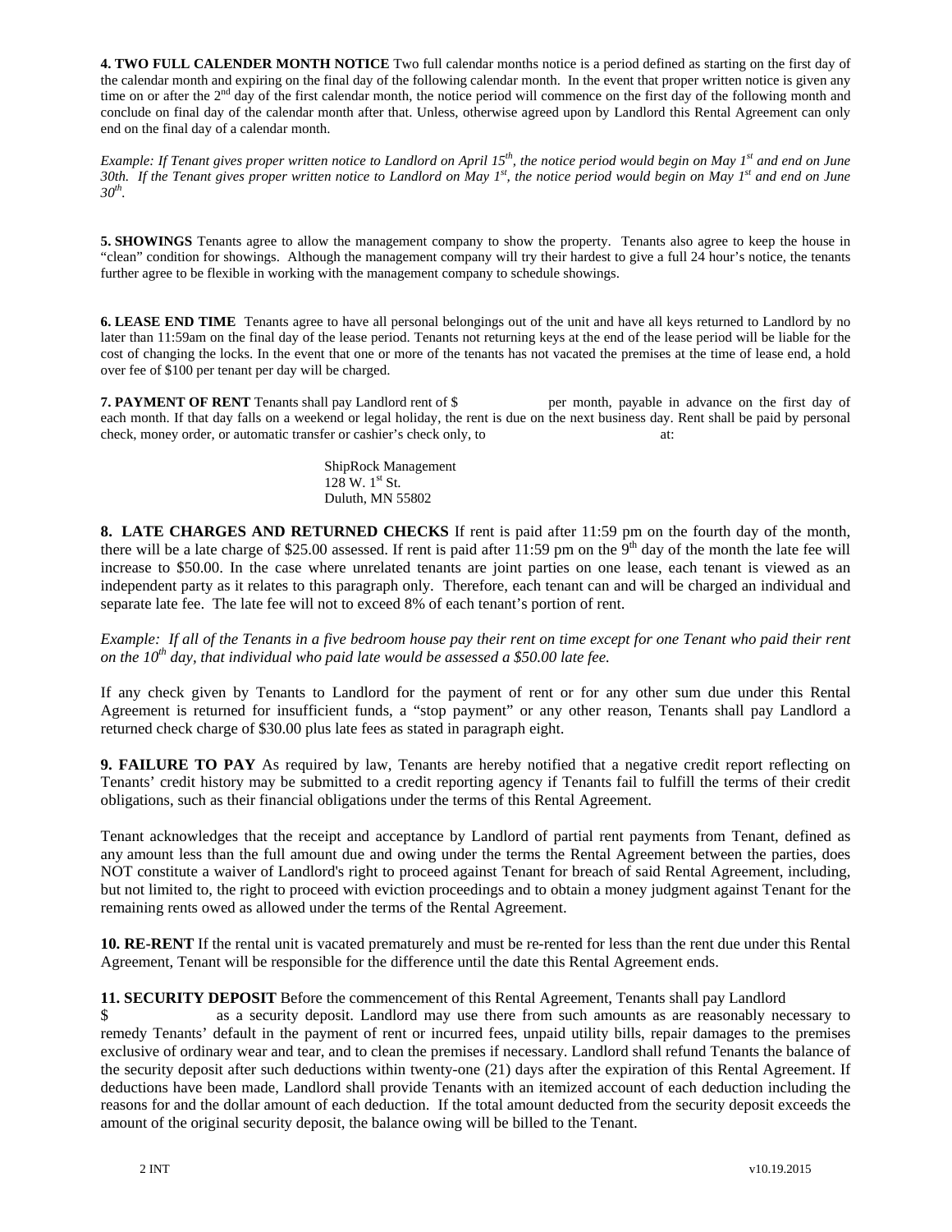**4. TWO FULL CALENDER MONTH NOTICE** Two full calendar months notice is a period defined as starting on the first day of the calendar month and expiring on the final day of the following calendar month. In the event that proper written notice is given any time on or after the 2nd day of the first calendar month, the notice period will commence on the first day of the following month and conclude on final day of the calendar month after that. Unless, otherwise agreed upon by Landlord this Rental Agreement can only end on the final day of a calendar month.

*Example: If Tenant gives proper written notice to Landlord on April 15th, the notice period would begin on May 1st and end on June 30th. If the Tenant gives proper written notice to Landlord on May 1st, the notice period would begin on May 1st and end on June 30th.*

**5. SHOWINGS** Tenants agree to allow the management company to show the property. Tenants also agree to keep the house in "clean" condition for showings. Although the management company will try their hardest to give a full 24 hour's notice, the tenants further agree to be flexible in working with the management company to schedule showings.

**6. LEASE END TIME** Tenants agree to have all personal belongings out of the unit and have all keys returned to Landlord by no later than 11:59am on the final day of the lease period. Tenants not returning keys at the end of the lease period will be liable for the cost of changing the locks. In the event that one or more of the tenants has not vacated the premises at the time of lease end, a hold over fee of $100 per tenant per day will be charged.

**7. PAYMENT OF RENT** Tenants shall pay Landlord rent of $ per month, payable in advance on the first day of each month. If that day falls on a weekend or legal holiday, the rent is due on the next business day. Rent shall be paid by personal check, money order, or automatic transfer or cashier's check only, to at:

ShipRock Management
128 W. 1st St.
Duluth, MN 55802

**8. LATE CHARGES AND RETURNED CHECKS** If rent is paid after 11:59 pm on the fourth day of the month, there will be a late charge of $25.00 assessed. If rent is paid after 11:59 pm on the 9th day of the month the late fee will increase to $50.00. In the case where unrelated tenants are joint parties on one lease, each tenant is viewed as an independent party as it relates to this paragraph only. Therefore, each tenant can and will be charged an individual and separate late fee. The late fee will not to exceed 8% of each tenant's portion of rent.

*Example: If all of the Tenants in a five bedroom house pay their rent on time except for one Tenant who paid their rent on the 10th day, that individual who paid late would be assessed a $50.00 late fee.*

If any check given by Tenants to Landlord for the payment of rent or for any other sum due under this Rental Agreement is returned for insufficient funds, a "stop payment" or any other reason, Tenants shall pay Landlord a returned check charge of $30.00 plus late fees as stated in paragraph eight.

**9. FAILURE TO PAY** As required by law, Tenants are hereby notified that a negative credit report reflecting on Tenants' credit history may be submitted to a credit reporting agency if Tenants fail to fulfill the terms of their credit obligations, such as their financial obligations under the terms of this Rental Agreement.

Tenant acknowledges that the receipt and acceptance by Landlord of partial rent payments from Tenant, defined as any amount less than the full amount due and owing under the terms the Rental Agreement between the parties, does NOT constitute a waiver of Landlord's right to proceed against Tenant for breach of said Rental Agreement, including, but not limited to, the right to proceed with eviction proceedings and to obtain a money judgment against Tenant for the remaining rents owed as allowed under the terms of the Rental Agreement.

**10. RE-RENT** If the rental unit is vacated prematurely and must be re-rented for less than the rent due under this Rental Agreement, Tenant will be responsible for the difference until the date this Rental Agreement ends.

**11. SECURITY DEPOSIT** Before the commencement of this Rental Agreement, Tenants shall pay Landlord $ as a security deposit. Landlord may use there from such amounts as are reasonably necessary to remedy Tenants' default in the payment of rent or incurred fees, unpaid utility bills, repair damages to the premises exclusive of ordinary wear and tear, and to clean the premises if necessary. Landlord shall refund Tenants the balance of the security deposit after such deductions within twenty-one (21) days after the expiration of this Rental Agreement. If deductions have been made, Landlord shall provide Tenants with an itemized account of each deduction including the reasons for and the dollar amount of each deduction. If the total amount deducted from the security deposit exceeds the amount of the original security deposit, the balance owing will be billed to the Tenant.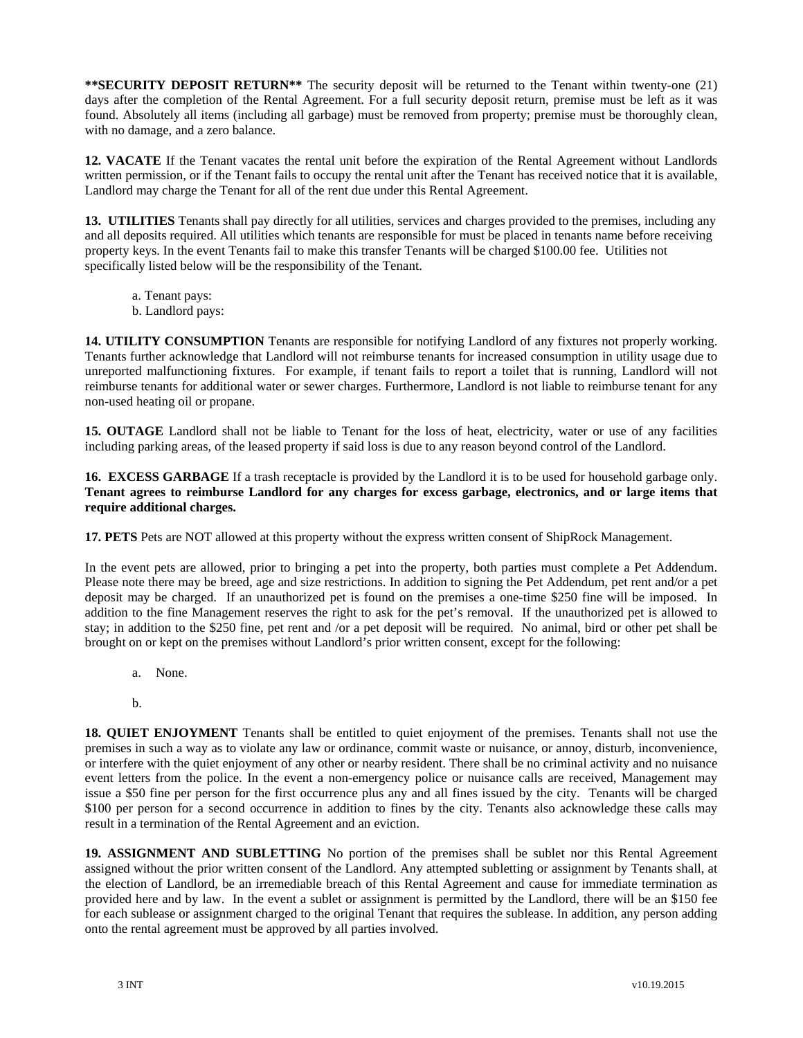**\*\*SECURITY DEPOSIT RETURN\*\*** The security deposit will be returned to the Tenant within twenty-one (21) days after the completion of the Rental Agreement. For a full security deposit return, premise must be left as it was found. Absolutely all items (including all garbage) must be removed from property; premise must be thoroughly clean, with no damage, and a zero balance.

**12. VACATE** If the Tenant vacates the rental unit before the expiration of the Rental Agreement without Landlords written permission, or if the Tenant fails to occupy the rental unit after the Tenant has received notice that it is available, Landlord may charge the Tenant for all of the rent due under this Rental Agreement.

**13. UTILITIES** Tenants shall pay directly for all utilities, services and charges provided to the premises, including any and all deposits required. All utilities which tenants are responsible for must be placed in tenants name before receiving property keys. In the event Tenants fail to make this transfer Tenants will be charged $100.00 fee. Utilities not specifically listed below will be the responsibility of the Tenant.

a. Tenant pays:
b. Landlord pays:

**14. UTILITY CONSUMPTION** Tenants are responsible for notifying Landlord of any fixtures not properly working. Tenants further acknowledge that Landlord will not reimburse tenants for increased consumption in utility usage due to unreported malfunctioning fixtures. For example, if tenant fails to report a toilet that is running, Landlord will not reimburse tenants for additional water or sewer charges. Furthermore, Landlord is not liable to reimburse tenant for any non-used heating oil or propane.

**15. OUTAGE** Landlord shall not be liable to Tenant for the loss of heat, electricity, water or use of any facilities including parking areas, of the leased property if said loss is due to any reason beyond control of the Landlord.

**16. EXCESS GARBAGE** If a trash receptacle is provided by the Landlord it is to be used for household garbage only. **Tenant agrees to reimburse Landlord for any charges for excess garbage, electronics, and or large items that require additional charges.**

**17. PETS** Pets are NOT allowed at this property without the express written consent of ShipRock Management.

In the event pets are allowed, prior to bringing a pet into the property, both parties must complete a Pet Addendum. Please note there may be breed, age and size restrictions. In addition to signing the Pet Addendum, pet rent and/or a pet deposit may be charged. If an unauthorized pet is found on the premises a one-time $250 fine will be imposed. In addition to the fine Management reserves the right to ask for the pet's removal. If the unauthorized pet is allowed to stay; in addition to the $250 fine, pet rent and /or a pet deposit will be required. No animal, bird or other pet shall be brought on or kept on the premises without Landlord's prior written consent, except for the following:

a. None.

b.

**18. QUIET ENJOYMENT** Tenants shall be entitled to quiet enjoyment of the premises. Tenants shall not use the premises in such a way as to violate any law or ordinance, commit waste or nuisance, or annoy, disturb, inconvenience, or interfere with the quiet enjoyment of any other or nearby resident. There shall be no criminal activity and no nuisance event letters from the police. In the event a non-emergency police or nuisance calls are received, Management may issue a $50 fine per person for the first occurrence plus any and all fines issued by the city. Tenants will be charged $100 per person for a second occurrence in addition to fines by the city. Tenants also acknowledge these calls may result in a termination of the Rental Agreement and an eviction.

**19. ASSIGNMENT AND SUBLETTING** No portion of the premises shall be sublet nor this Rental Agreement assigned without the prior written consent of the Landlord. Any attempted subletting or assignment by Tenants shall, at the election of Landlord, be an irremediable breach of this Rental Agreement and cause for immediate termination as provided here and by law. In the event a sublet or assignment is permitted by the Landlord, there will be an $150 fee for each sublease or assignment charged to the original Tenant that requires the sublease. In addition, any person adding onto the rental agreement must be approved by all parties involved.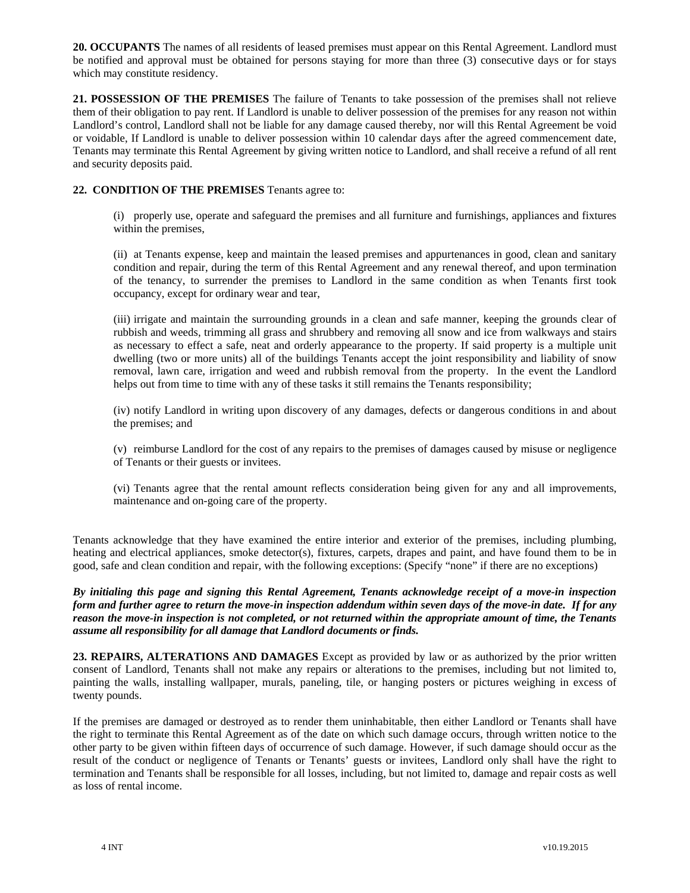**20. OCCUPANTS** The names of all residents of leased premises must appear on this Rental Agreement. Landlord must be notified and approval must be obtained for persons staying for more than three (3) consecutive days or for stays which may constitute residency.

**21. POSSESSION OF THE PREMISES** The failure of Tenants to take possession of the premises shall not relieve them of their obligation to pay rent. If Landlord is unable to deliver possession of the premises for any reason not within Landlord's control, Landlord shall not be liable for any damage caused thereby, nor will this Rental Agreement be void or voidable, If Landlord is unable to deliver possession within 10 calendar days after the agreed commencement date, Tenants may terminate this Rental Agreement by giving written notice to Landlord, and shall receive a refund of all rent and security deposits paid.

**22. CONDITION OF THE PREMISES** Tenants agree to:

(i) properly use, operate and safeguard the premises and all furniture and furnishings, appliances and fixtures within the premises,

(ii) at Tenants expense, keep and maintain the leased premises and appurtenances in good, clean and sanitary condition and repair, during the term of this Rental Agreement and any renewal thereof, and upon termination of the tenancy, to surrender the premises to Landlord in the same condition as when Tenants first took occupancy, except for ordinary wear and tear,

(iii) irrigate and maintain the surrounding grounds in a clean and safe manner, keeping the grounds clear of rubbish and weeds, trimming all grass and shrubbery and removing all snow and ice from walkways and stairs as necessary to effect a safe, neat and orderly appearance to the property. If said property is a multiple unit dwelling (two or more units) all of the buildings Tenants accept the joint responsibility and liability of snow removal, lawn care, irrigation and weed and rubbish removal from the property. In the event the Landlord helps out from time to time with any of these tasks it still remains the Tenants responsibility;

(iv) notify Landlord in writing upon discovery of any damages, defects or dangerous conditions in and about the premises; and

(v) reimburse Landlord for the cost of any repairs to the premises of damages caused by misuse or negligence of Tenants or their guests or invitees.

(vi) Tenants agree that the rental amount reflects consideration being given for any and all improvements, maintenance and on-going care of the property.

Tenants acknowledge that they have examined the entire interior and exterior of the premises, including plumbing, heating and electrical appliances, smoke detector(s), fixtures, carpets, drapes and paint, and have found them to be in good, safe and clean condition and repair, with the following exceptions: (Specify "none" if there are no exceptions)

***By initialing this page and signing this Rental Agreement, Tenants acknowledge receipt of a move-in inspection form and further agree to return the move-in inspection addendum within seven days of the move-in date. If for any reason the move-in inspection is not completed, or not returned within the appropriate amount of time, the Tenants assume all responsibility for all damage that Landlord documents or finds.***

**23. REPAIRS, ALTERATIONS AND DAMAGES** Except as provided by law or as authorized by the prior written consent of Landlord, Tenants shall not make any repairs or alterations to the premises, including but not limited to, painting the walls, installing wallpaper, murals, paneling, tile, or hanging posters or pictures weighing in excess of twenty pounds.

If the premises are damaged or destroyed as to render them uninhabitable, then either Landlord or Tenants shall have the right to terminate this Rental Agreement as of the date on which such damage occurs, through written notice to the other party to be given within fifteen days of occurrence of such damage. However, if such damage should occur as the result of the conduct or negligence of Tenants or Tenants' guests or invitees, Landlord only shall have the right to termination and Tenants shall be responsible for all losses, including, but not limited to, damage and repair costs as well as loss of rental income.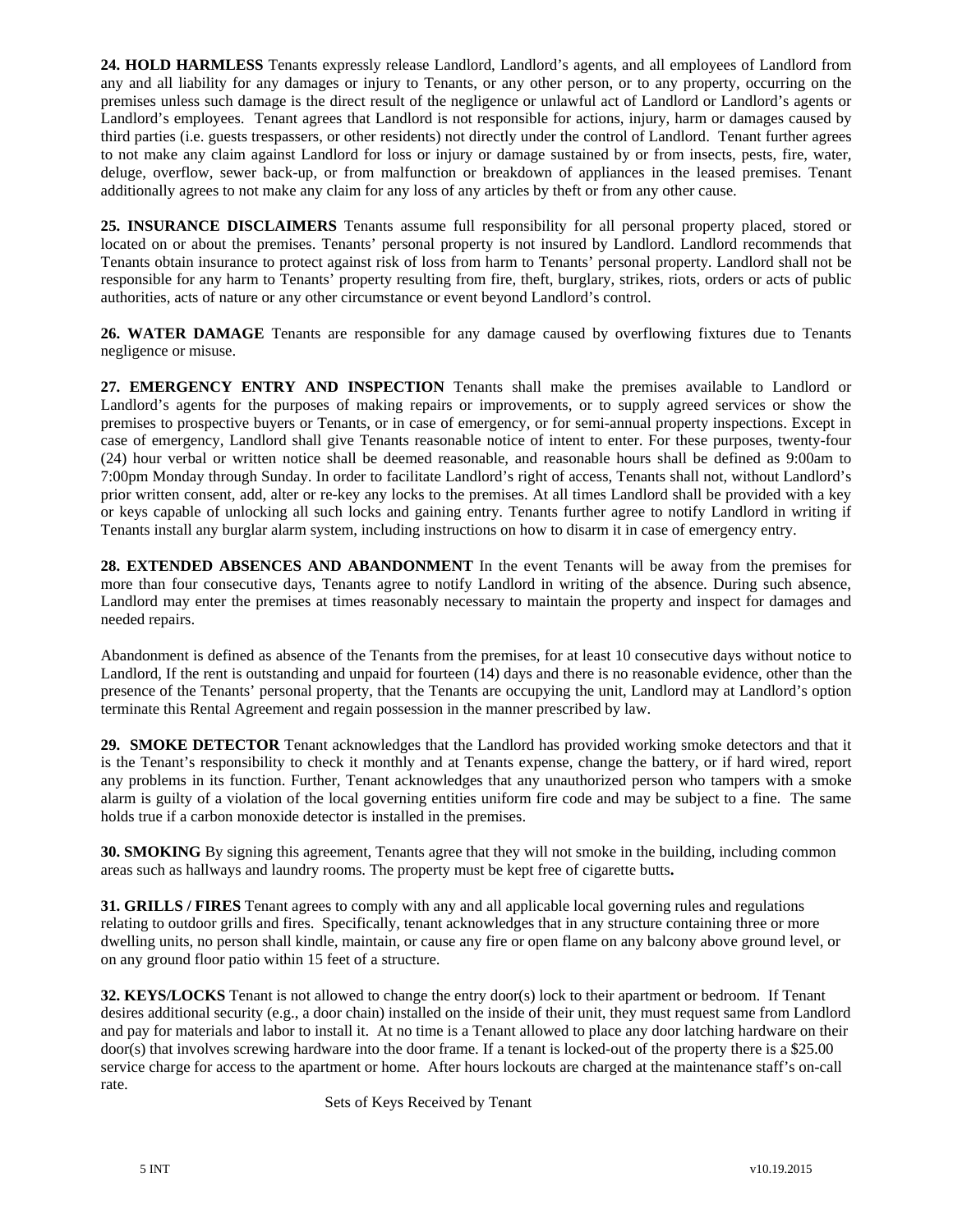**24. HOLD HARMLESS** Tenants expressly release Landlord, Landlord's agents, and all employees of Landlord from any and all liability for any damages or injury to Tenants, or any other person, or to any property, occurring on the premises unless such damage is the direct result of the negligence or unlawful act of Landlord or Landlord's agents or Landlord's employees. Tenant agrees that Landlord is not responsible for actions, injury, harm or damages caused by third parties (i.e. guests trespassers, or other residents) not directly under the control of Landlord. Tenant further agrees to not make any claim against Landlord for loss or injury or damage sustained by or from insects, pests, fire, water, deluge, overflow, sewer back-up, or from malfunction or breakdown of appliances in the leased premises. Tenant additionally agrees to not make any claim for any loss of any articles by theft or from any other cause.

**25. INSURANCE DISCLAIMERS** Tenants assume full responsibility for all personal property placed, stored or located on or about the premises. Tenants' personal property is not insured by Landlord. Landlord recommends that Tenants obtain insurance to protect against risk of loss from harm to Tenants' personal property. Landlord shall not be responsible for any harm to Tenants' property resulting from fire, theft, burglary, strikes, riots, orders or acts of public authorities, acts of nature or any other circumstance or event beyond Landlord's control.

**26. WATER DAMAGE** Tenants are responsible for any damage caused by overflowing fixtures due to Tenants negligence or misuse.

**27. EMERGENCY ENTRY AND INSPECTION** Tenants shall make the premises available to Landlord or Landlord's agents for the purposes of making repairs or improvements, or to supply agreed services or show the premises to prospective buyers or Tenants, or in case of emergency, or for semi-annual property inspections. Except in case of emergency, Landlord shall give Tenants reasonable notice of intent to enter. For these purposes, twenty-four (24) hour verbal or written notice shall be deemed reasonable, and reasonable hours shall be defined as 9:00am to 7:00pm Monday through Sunday. In order to facilitate Landlord's right of access, Tenants shall not, without Landlord's prior written consent, add, alter or re-key any locks to the premises. At all times Landlord shall be provided with a key or keys capable of unlocking all such locks and gaining entry. Tenants further agree to notify Landlord in writing if Tenants install any burglar alarm system, including instructions on how to disarm it in case of emergency entry.

**28. EXTENDED ABSENCES AND ABANDONMENT** In the event Tenants will be away from the premises for more than four consecutive days, Tenants agree to notify Landlord in writing of the absence. During such absence, Landlord may enter the premises at times reasonably necessary to maintain the property and inspect for damages and needed repairs.

Abandonment is defined as absence of the Tenants from the premises, for at least 10 consecutive days without notice to Landlord, If the rent is outstanding and unpaid for fourteen (14) days and there is no reasonable evidence, other than the presence of the Tenants' personal property, that the Tenants are occupying the unit, Landlord may at Landlord's option terminate this Rental Agreement and regain possession in the manner prescribed by law.

**29. SMOKE DETECTOR** Tenant acknowledges that the Landlord has provided working smoke detectors and that it is the Tenant's responsibility to check it monthly and at Tenants expense, change the battery, or if hard wired, report any problems in its function. Further, Tenant acknowledges that any unauthorized person who tampers with a smoke alarm is guilty of a violation of the local governing entities uniform fire code and may be subject to a fine. The same holds true if a carbon monoxide detector is installed in the premises.

**30. SMOKING** By signing this agreement, Tenants agree that they will not smoke in the building, including common areas such as hallways and laundry rooms. The property must be kept free of cigarette butts**.**

**31. GRILLS / FIRES** Tenant agrees to comply with any and all applicable local governing rules and regulations relating to outdoor grills and fires. Specifically, tenant acknowledges that in any structure containing three or more dwelling units, no person shall kindle, maintain, or cause any fire or open flame on any balcony above ground level, or on any ground floor patio within 15 feet of a structure.

**32. KEYS/LOCKS** Tenant is not allowed to change the entry door(s) lock to their apartment or bedroom. If Tenant desires additional security (e.g., a door chain) installed on the inside of their unit, they must request same from Landlord and pay for materials and labor to install it. At no time is a Tenant allowed to place any door latching hardware on their door(s) that involves screwing hardware into the door frame. If a tenant is locked-out of the property there is a $25.00 service charge for access to the apartment or home. After hours lockouts are charged at the maintenance staff's on-call rate.

Sets of Keys Received by Tenant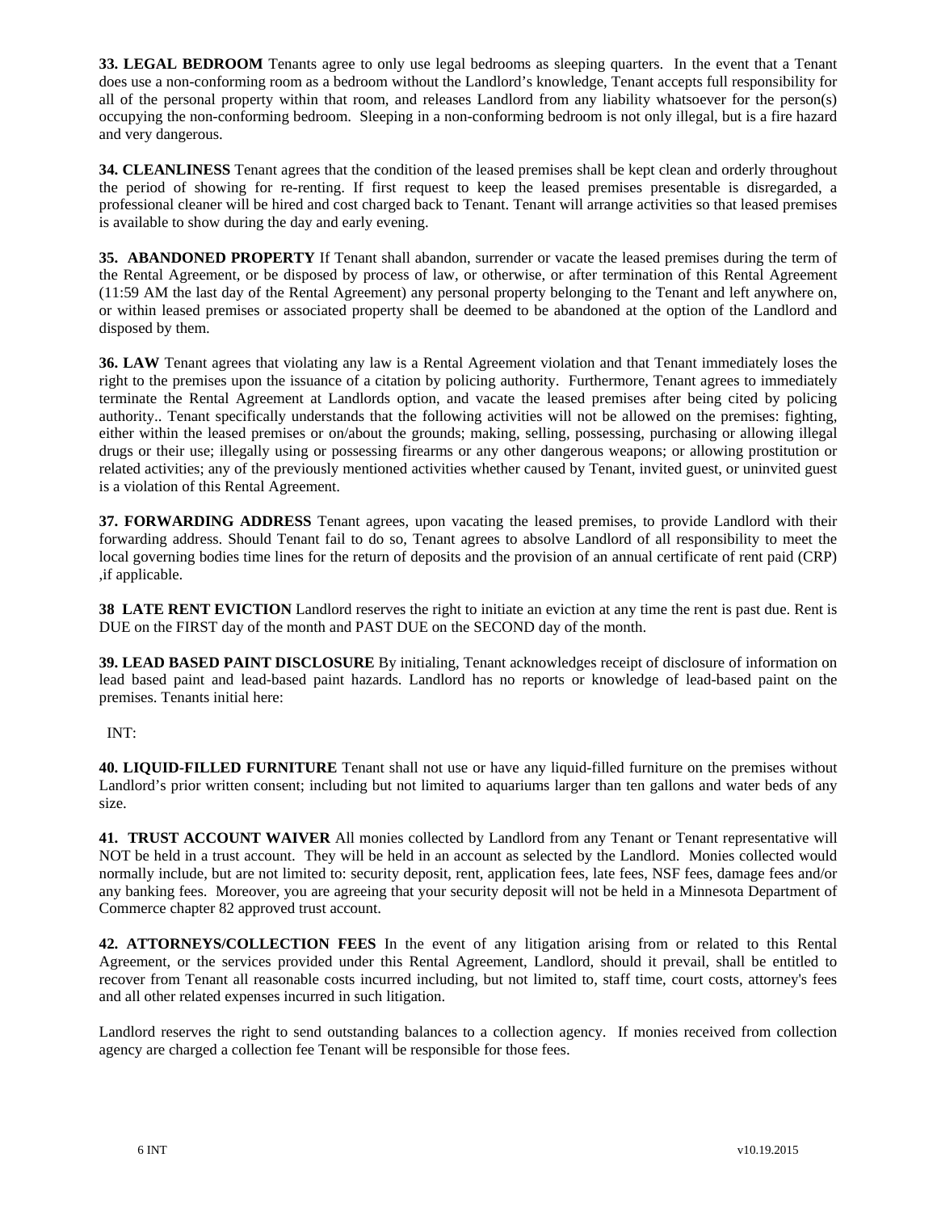**33. LEGAL BEDROOM** Tenants agree to only use legal bedrooms as sleeping quarters. In the event that a Tenant does use a non-conforming room as a bedroom without the Landlord's knowledge, Tenant accepts full responsibility for all of the personal property within that room, and releases Landlord from any liability whatsoever for the person(s) occupying the non-conforming bedroom. Sleeping in a non-conforming bedroom is not only illegal, but is a fire hazard and very dangerous.

**34. CLEANLINESS** Tenant agrees that the condition of the leased premises shall be kept clean and orderly throughout the period of showing for re-renting. If first request to keep the leased premises presentable is disregarded, a professional cleaner will be hired and cost charged back to Tenant. Tenant will arrange activities so that leased premises is available to show during the day and early evening.

**35. ABANDONED PROPERTY** If Tenant shall abandon, surrender or vacate the leased premises during the term of the Rental Agreement, or be disposed by process of law, or otherwise, or after termination of this Rental Agreement (11:59 AM the last day of the Rental Agreement) any personal property belonging to the Tenant and left anywhere on, or within leased premises or associated property shall be deemed to be abandoned at the option of the Landlord and disposed by them.

**36. LAW** Tenant agrees that violating any law is a Rental Agreement violation and that Tenant immediately loses the right to the premises upon the issuance of a citation by policing authority. Furthermore, Tenant agrees to immediately terminate the Rental Agreement at Landlords option, and vacate the leased premises after being cited by policing authority.. Tenant specifically understands that the following activities will not be allowed on the premises: fighting, either within the leased premises or on/about the grounds; making, selling, possessing, purchasing or allowing illegal drugs or their use; illegally using or possessing firearms or any other dangerous weapons; or allowing prostitution or related activities; any of the previously mentioned activities whether caused by Tenant, invited guest, or uninvited guest is a violation of this Rental Agreement.

**37. FORWARDING ADDRESS** Tenant agrees, upon vacating the leased premises, to provide Landlord with their forwarding address. Should Tenant fail to do so, Tenant agrees to absolve Landlord of all responsibility to meet the local governing bodies time lines for the return of deposits and the provision of an annual certificate of rent paid (CRP) ,if applicable.

**38 LATE RENT EVICTION** Landlord reserves the right to initiate an eviction at any time the rent is past due. Rent is DUE on the FIRST day of the month and PAST DUE on the SECOND day of the month.

**39. LEAD BASED PAINT DISCLOSURE** By initialing, Tenant acknowledges receipt of disclosure of information on lead based paint and lead-based paint hazards. Landlord has no reports or knowledge of lead-based paint on the premises. Tenants initial here:

INT:

**40. LIQUID-FILLED FURNITURE** Tenant shall not use or have any liquid-filled furniture on the premises without Landlord's prior written consent; including but not limited to aquariums larger than ten gallons and water beds of any size.

**41. TRUST ACCOUNT WAIVER** All monies collected by Landlord from any Tenant or Tenant representative will NOT be held in a trust account. They will be held in an account as selected by the Landlord. Monies collected would normally include, but are not limited to: security deposit, rent, application fees, late fees, NSF fees, damage fees and/or any banking fees. Moreover, you are agreeing that your security deposit will not be held in a Minnesota Department of Commerce chapter 82 approved trust account.

**42. ATTORNEYS/COLLECTION FEES** In the event of any litigation arising from or related to this Rental Agreement, or the services provided under this Rental Agreement, Landlord, should it prevail, shall be entitled to recover from Tenant all reasonable costs incurred including, but not limited to, staff time, court costs, attorney's fees and all other related expenses incurred in such litigation.

Landlord reserves the right to send outstanding balances to a collection agency. If monies received from collection agency are charged a collection fee Tenant will be responsible for those fees.

6 INT v10.19.2015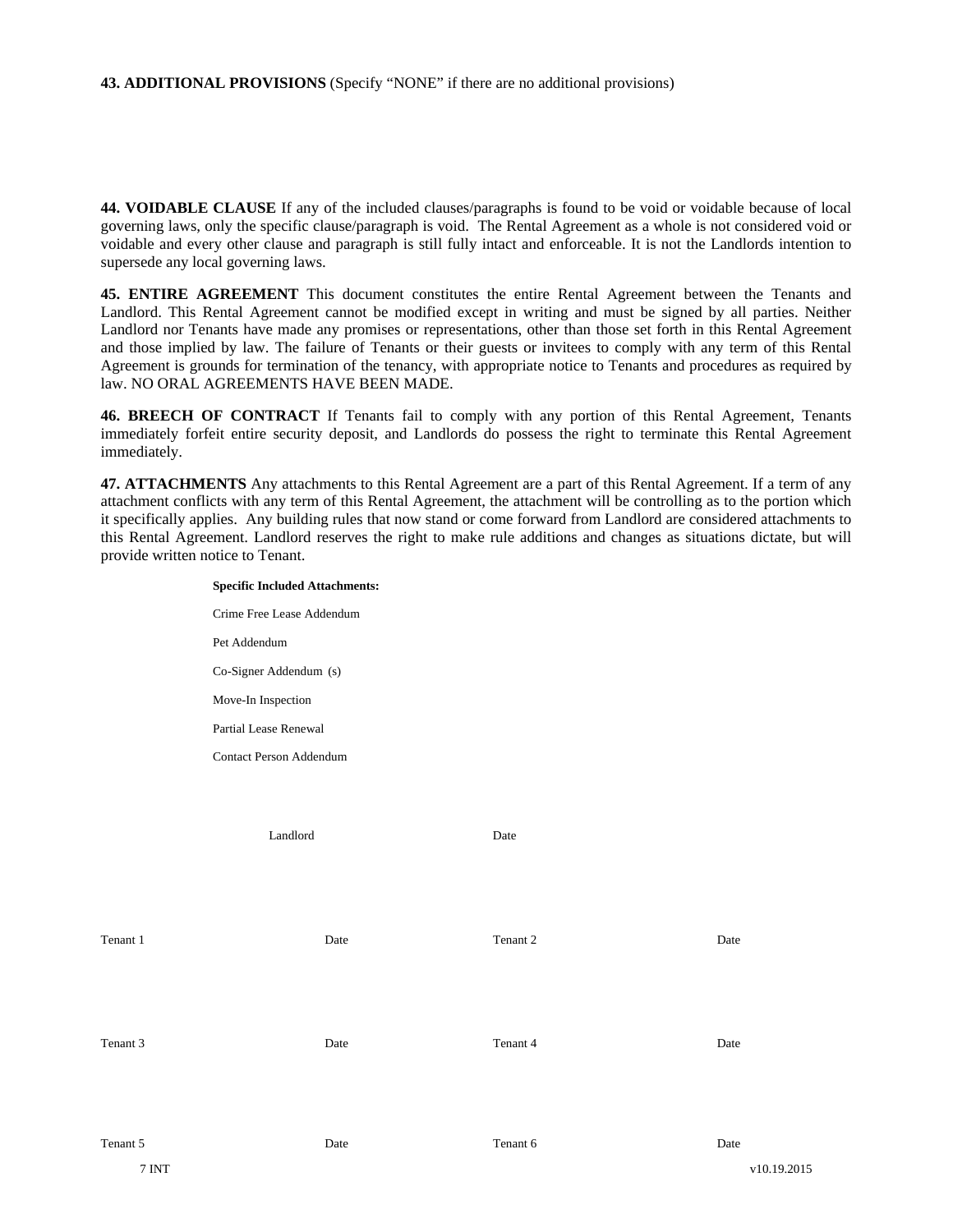**43. ADDITIONAL PROVISIONS** (Specify "NONE" if there are no additional provisions)

**44. VOIDABLE CLAUSE** If any of the included clauses/paragraphs is found to be void or voidable because of local governing laws, only the specific clause/paragraph is void. The Rental Agreement as a whole is not considered void or voidable and every other clause and paragraph is still fully intact and enforceable. It is not the Landlords intention to supersede any local governing laws.

**45. ENTIRE AGREEMENT** This document constitutes the entire Rental Agreement between the Tenants and Landlord. This Rental Agreement cannot be modified except in writing and must be signed by all parties. Neither Landlord nor Tenants have made any promises or representations, other than those set forth in this Rental Agreement and those implied by law. The failure of Tenants or their guests or invitees to comply with any term of this Rental Agreement is grounds for termination of the tenancy, with appropriate notice to Tenants and procedures as required by law. NO ORAL AGREEMENTS HAVE BEEN MADE.

**46. BREECH OF CONTRACT** If Tenants fail to comply with any portion of this Rental Agreement, Tenants immediately forfeit entire security deposit, and Landlords do possess the right to terminate this Rental Agreement immediately.

**47. ATTACHMENTS** Any attachments to this Rental Agreement are a part of this Rental Agreement. If a term of any attachment conflicts with any term of this Rental Agreement, the attachment will be controlling as to the portion which it specifically applies. Any building rules that now stand or come forward from Landlord are considered attachments to this Rental Agreement. Landlord reserves the right to make rule additions and changes as situations dictate, but will provide written notice to Tenant.

**Specific Included Attachments:**

Crime Free Lease Addendum

Pet Addendum

Co-Signer Addendum (s)

Move-In Inspection

Partial Lease Renewal

Contact Person Addendum

Landlord Date

Tenant 1 Date Tenant 2 Date

Tenant 3 Date Tenant 4 Date

Tenant 5 Date Tenant 6 Date

7 INT v10.19.2015